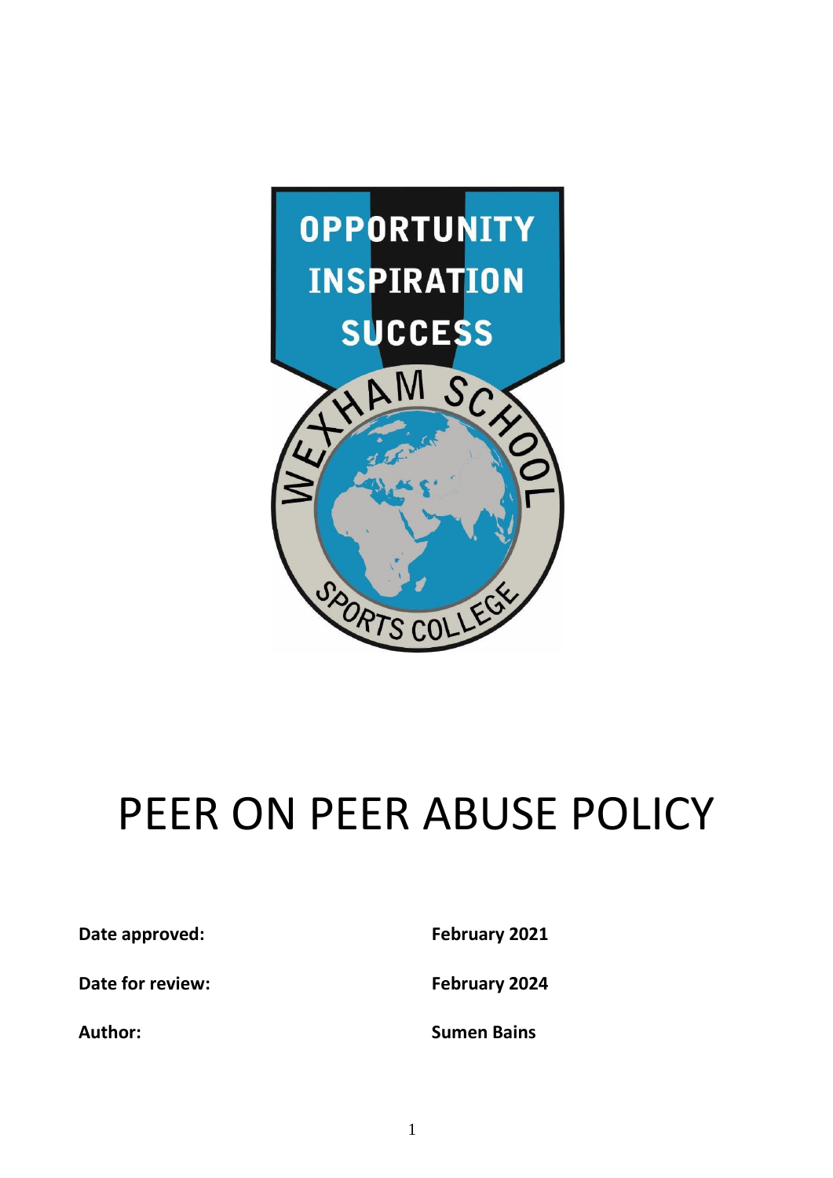# PEER ON PEER ABUSE POLICY

| | |
|---|---|
| **Date approved:** | **February 2021** |
| **Date for review:** | **February 2024** |
| **Author:** | **Sumen Bains** |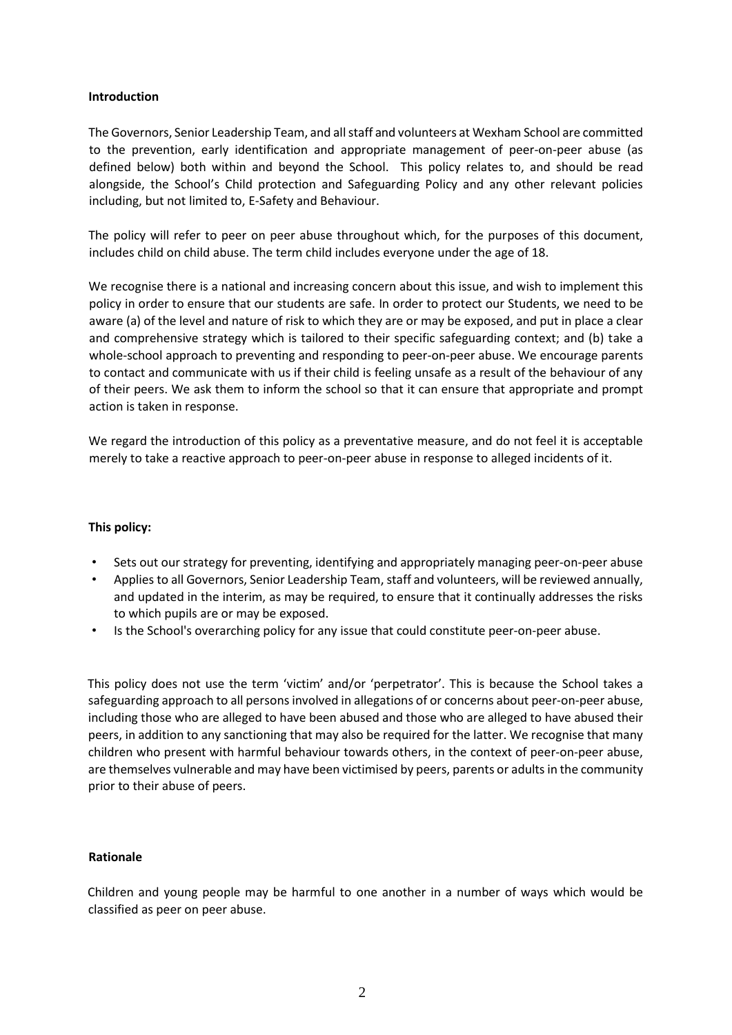**Introduction**

The Governors, Senior Leadership Team, and all staff and volunteers at Wexham School are committed to the prevention, early identification and appropriate management of peer-on-peer abuse (as defined below) both within and beyond the School. This policy relates to, and should be read alongside, the School's Child protection and Safeguarding Policy and any other relevant policies including, but not limited to, E-Safety and Behaviour.

The policy will refer to peer on peer abuse throughout which, for the purposes of this document, includes child on child abuse. The term child includes everyone under the age of 18.

We recognise there is a national and increasing concern about this issue, and wish to implement this policy in order to ensure that our students are safe. In order to protect our Students, we need to be aware (a) of the level and nature of risk to which they are or may be exposed, and put in place a clear and comprehensive strategy which is tailored to their specific safeguarding context; and (b) take a whole-school approach to preventing and responding to peer-on-peer abuse. We encourage parents to contact and communicate with us if their child is feeling unsafe as a result of the behaviour of any of their peers. We ask them to inform the school so that it can ensure that appropriate and prompt action is taken in response.

We regard the introduction of this policy as a preventative measure, and do not feel it is acceptable merely to take a reactive approach to peer-on-peer abuse in response to alleged incidents of it.

**This policy:**

- Sets out our strategy for preventing, identifying and appropriately managing peer-on-peer abuse
- Applies to all Governors, Senior Leadership Team, staff and volunteers, will be reviewed annually, and updated in the interim, as may be required, to ensure that it continually addresses the risks to which pupils are or may be exposed.
- Is the School's overarching policy for any issue that could constitute peer-on-peer abuse.

This policy does not use the term 'victim' and/or 'perpetrator'. This is because the School takes a safeguarding approach to all persons involved in allegations of or concerns about peer-on-peer abuse, including those who are alleged to have been abused and those who are alleged to have abused their peers, in addition to any sanctioning that may also be required for the latter. We recognise that many children who present with harmful behaviour towards others, in the context of peer-on-peer abuse, are themselves vulnerable and may have been victimised by peers, parents or adults in the community prior to their abuse of peers.

**Rationale**

Children and young people may be harmful to one another in a number of ways which would be classified as peer on peer abuse.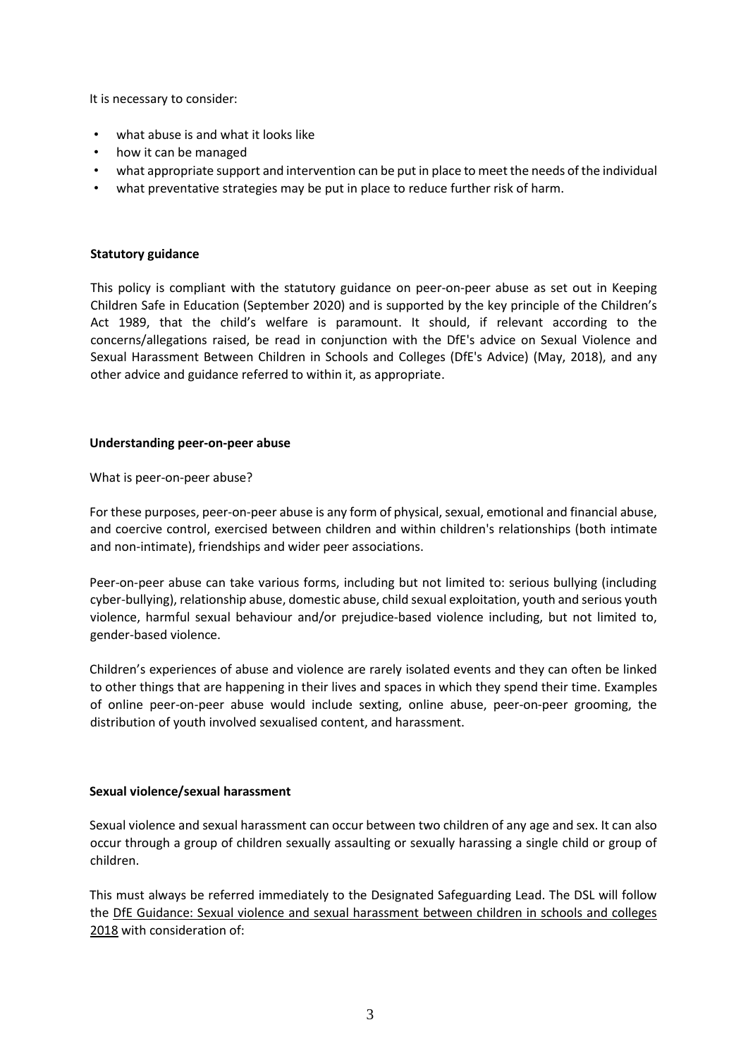It is necessary to consider:

- what abuse is and what it looks like
- how it can be managed
- what appropriate support and intervention can be put in place to meet the needs of the individual
- what preventative strategies may be put in place to reduce further risk of harm.

**Statutory guidance**

This policy is compliant with the statutory guidance on peer-on-peer abuse as set out in Keeping Children Safe in Education (September 2020) and is supported by the key principle of the Children's Act 1989, that the child's welfare is paramount. It should, if relevant according to the concerns/allegations raised, be read in conjunction with the DfE's advice on Sexual Violence and Sexual Harassment Between Children in Schools and Colleges (DfE's Advice) (May, 2018), and any other advice and guidance referred to within it, as appropriate.

**Understanding peer-on-peer abuse**

What is peer-on-peer abuse?

For these purposes, peer-on-peer abuse is any form of physical, sexual, emotional and financial abuse, and coercive control, exercised between children and within children's relationships (both intimate and non-intimate), friendships and wider peer associations.

Peer-on-peer abuse can take various forms, including but not limited to: serious bullying (including cyber-bullying), relationship abuse, domestic abuse, child sexual exploitation, youth and serious youth violence, harmful sexual behaviour and/or prejudice-based violence including, but not limited to, gender-based violence.

Children's experiences of abuse and violence are rarely isolated events and they can often be linked to other things that are happening in their lives and spaces in which they spend their time. Examples of online peer-on-peer abuse would include sexting, online abuse, peer-on-peer grooming, the distribution of youth involved sexualised content, and harassment.

**Sexual violence/sexual harassment**

Sexual violence and sexual harassment can occur between two children of any age and sex. It can also occur through a group of children sexually assaulting or sexually harassing a single child or group of children.

This must always be referred immediately to the Designated Safeguarding Lead. The DSL will follow the DfE Guidance: Sexual violence and sexual harassment between children in schools and colleges 2018 with consideration of: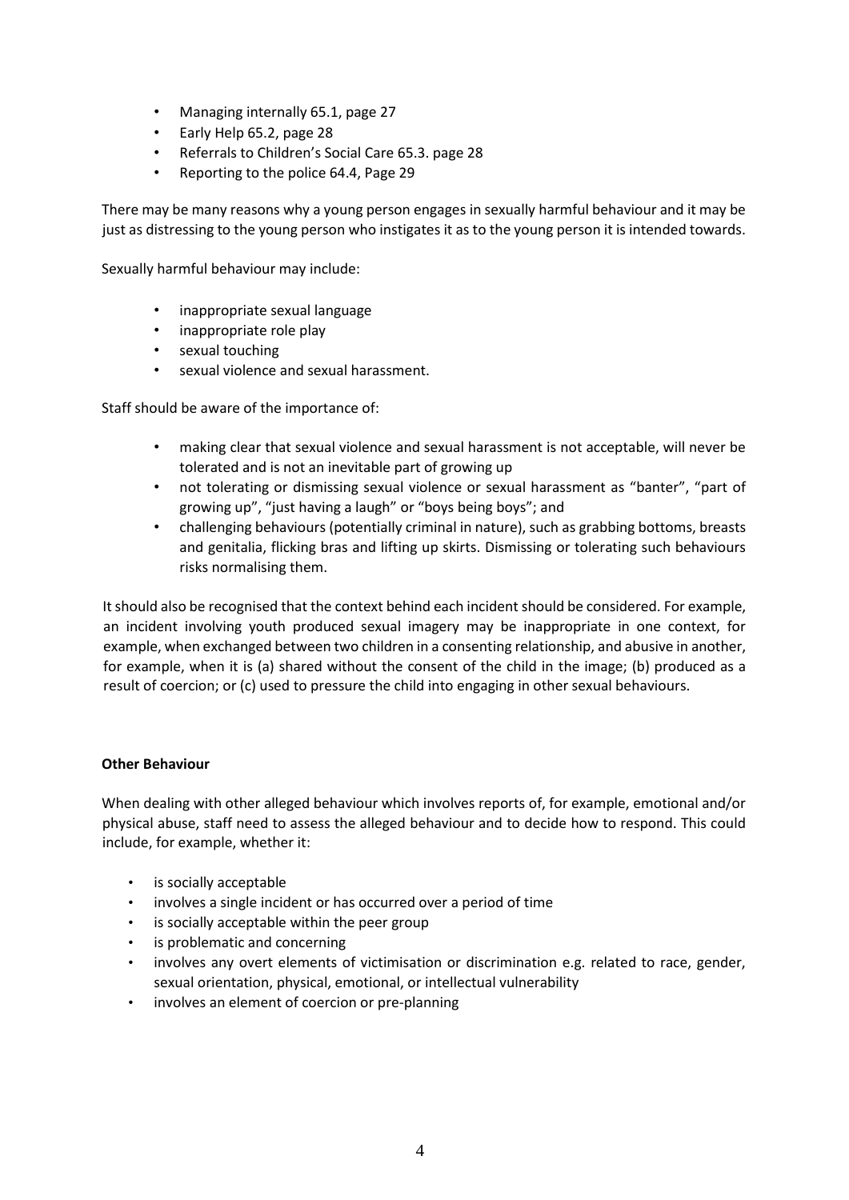- Managing internally 65.1, page 27
- Early Help 65.2, page 28
- Referrals to Children's Social Care 65.3. page 28
- Reporting to the police 64.4, Page 29

There may be many reasons why a young person engages in sexually harmful behaviour and it may be just as distressing to the young person who instigates it as to the young person it is intended towards.

Sexually harmful behaviour may include:

- inappropriate sexual language
- inappropriate role play
- sexual touching
- sexual violence and sexual harassment.

Staff should be aware of the importance of:

- making clear that sexual violence and sexual harassment is not acceptable, will never be tolerated and is not an inevitable part of growing up
- not tolerating or dismissing sexual violence or sexual harassment as "banter", "part of growing up", "just having a laugh" or "boys being boys"; and
- challenging behaviours (potentially criminal in nature), such as grabbing bottoms, breasts and genitalia, flicking bras and lifting up skirts. Dismissing or tolerating such behaviours risks normalising them.

It should also be recognised that the context behind each incident should be considered. For example, an incident involving youth produced sexual imagery may be inappropriate in one context, for example, when exchanged between two children in a consenting relationship, and abusive in another, for example, when it is (a) shared without the consent of the child in the image; (b) produced as a result of coercion; or (c) used to pressure the child into engaging in other sexual behaviours.

**Other Behaviour**

When dealing with other alleged behaviour which involves reports of, for example, emotional and/or physical abuse, staff need to assess the alleged behaviour and to decide how to respond. This could include, for example, whether it:

- is socially acceptable
- involves a single incident or has occurred over a period of time
- is socially acceptable within the peer group
- is problematic and concerning
- involves any overt elements of victimisation or discrimination e.g. related to race, gender, sexual orientation, physical, emotional, or intellectual vulnerability
- involves an element of coercion or pre-planning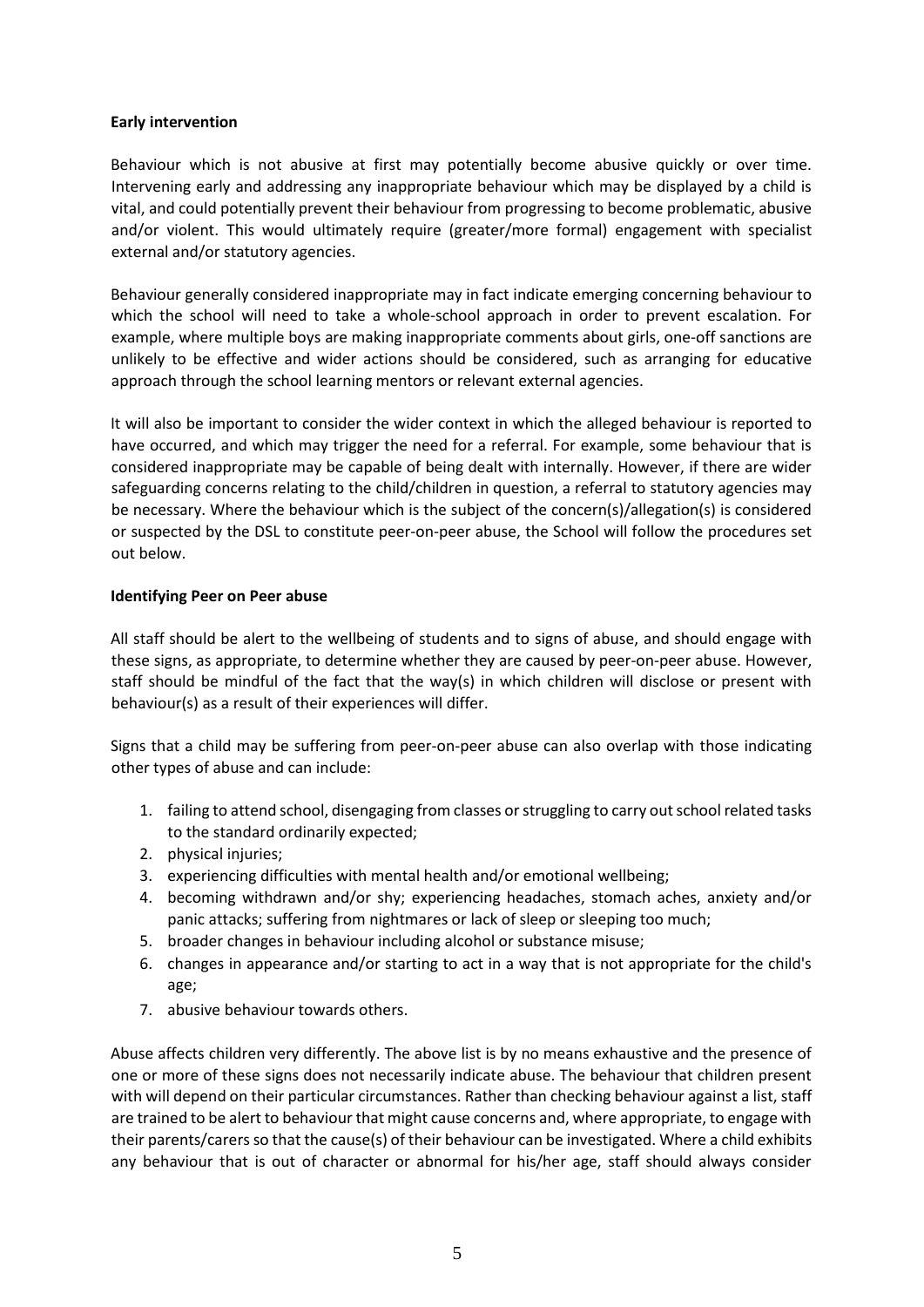**Early intervention**

Behaviour which is not abusive at first may potentially become abusive quickly or over time. Intervening early and addressing any inappropriate behaviour which may be displayed by a child is vital, and could potentially prevent their behaviour from progressing to become problematic, abusive and/or violent. This would ultimately require (greater/more formal) engagement with specialist external and/or statutory agencies.

Behaviour generally considered inappropriate may in fact indicate emerging concerning behaviour to which the school will need to take a whole-school approach in order to prevent escalation. For example, where multiple boys are making inappropriate comments about girls, one-off sanctions are unlikely to be effective and wider actions should be considered, such as arranging for educative approach through the school learning mentors or relevant external agencies.

It will also be important to consider the wider context in which the alleged behaviour is reported to have occurred, and which may trigger the need for a referral. For example, some behaviour that is considered inappropriate may be capable of being dealt with internally. However, if there are wider safeguarding concerns relating to the child/children in question, a referral to statutory agencies may be necessary. Where the behaviour which is the subject of the concern(s)/allegation(s) is considered or suspected by the DSL to constitute peer-on-peer abuse, the School will follow the procedures set out below.

**Identifying Peer on Peer abuse**

All staff should be alert to the wellbeing of students and to signs of abuse, and should engage with these signs, as appropriate, to determine whether they are caused by peer-on-peer abuse. However, staff should be mindful of the fact that the way(s) in which children will disclose or present with behaviour(s) as a result of their experiences will differ.

Signs that a child may be suffering from peer-on-peer abuse can also overlap with those indicating other types of abuse and can include:

1. failing to attend school, disengaging from classes or struggling to carry out school related tasks to the standard ordinarily expected;
2. physical injuries;
3. experiencing difficulties with mental health and/or emotional wellbeing;
4. becoming withdrawn and/or shy; experiencing headaches, stomach aches, anxiety and/or panic attacks; suffering from nightmares or lack of sleep or sleeping too much;
5. broader changes in behaviour including alcohol or substance misuse;
6. changes in appearance and/or starting to act in a way that is not appropriate for the child's age;
7. abusive behaviour towards others.

Abuse affects children very differently. The above list is by no means exhaustive and the presence of one or more of these signs does not necessarily indicate abuse. The behaviour that children present with will depend on their particular circumstances. Rather than checking behaviour against a list, staff are trained to be alert to behaviour that might cause concerns and, where appropriate, to engage with their parents/carers so that the cause(s) of their behaviour can be investigated. Where a child exhibits any behaviour that is out of character or abnormal for his/her age, staff should always consider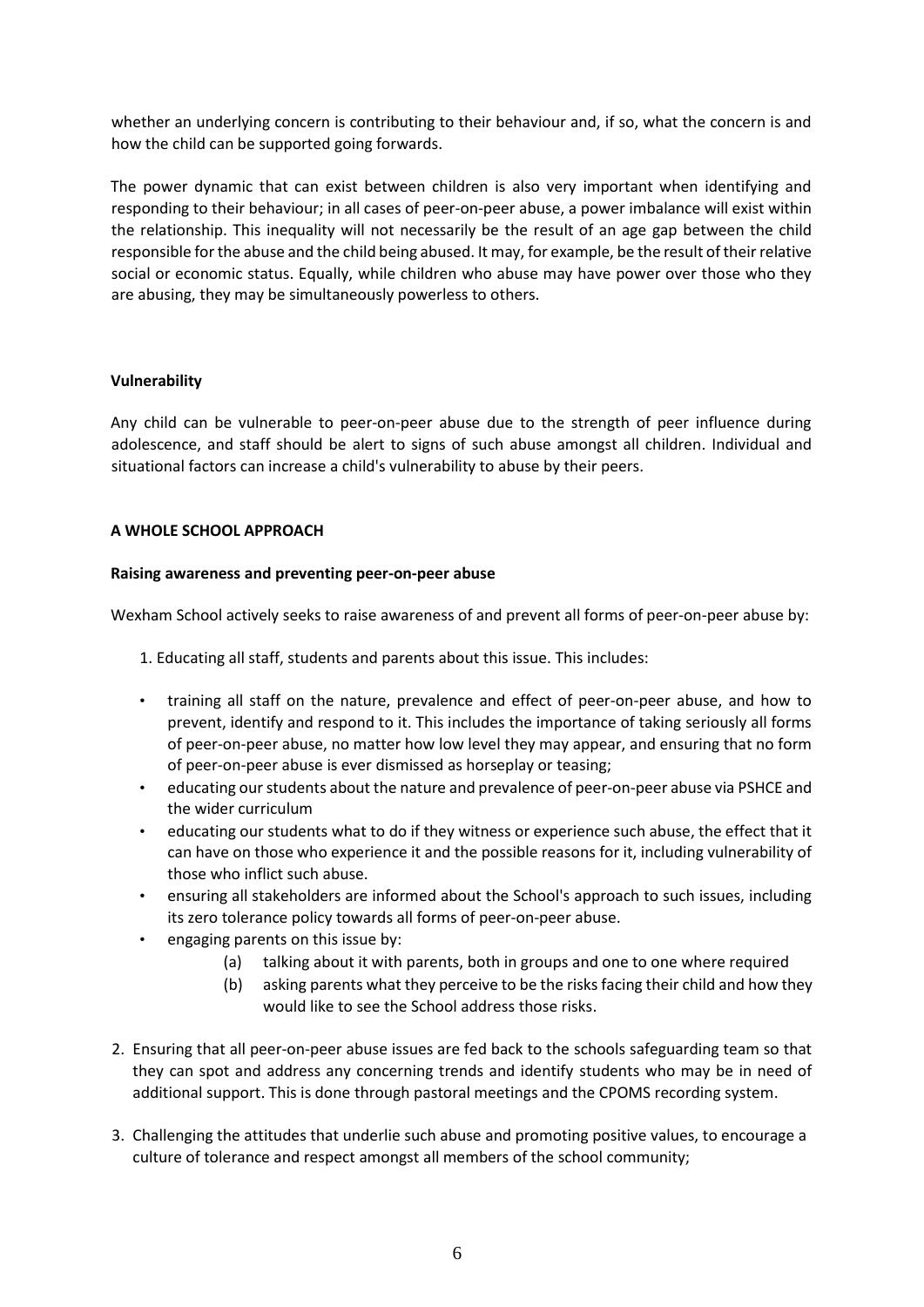whether an underlying concern is contributing to their behaviour and, if so, what the concern is and how the child can be supported going forwards.

The power dynamic that can exist between children is also very important when identifying and responding to their behaviour; in all cases of peer-on-peer abuse, a power imbalance will exist within the relationship. This inequality will not necessarily be the result of an age gap between the child responsible for the abuse and the child being abused. It may, for example, be the result of their relative social or economic status. Equally, while children who abuse may have power over those who they are abusing, they may be simultaneously powerless to others.

**Vulnerability**

Any child can be vulnerable to peer-on-peer abuse due to the strength of peer influence during adolescence, and staff should be alert to signs of such abuse amongst all children. Individual and situational factors can increase a child's vulnerability to abuse by their peers.

**A WHOLE SCHOOL APPROACH**

**Raising awareness and preventing peer-on-peer abuse**

Wexham School actively seeks to raise awareness of and prevent all forms of peer-on-peer abuse by:

1. Educating all staff, students and parents about this issue. This includes:
   - training all staff on the nature, prevalence and effect of peer-on-peer abuse, and how to prevent, identify and respond to it. This includes the importance of taking seriously all forms of peer-on-peer abuse, no matter how low level they may appear, and ensuring that no form of peer-on-peer abuse is ever dismissed as horseplay or teasing;
   - educating our students about the nature and prevalence of peer-on-peer abuse via PSHCE and the wider curriculum
   - educating our students what to do if they witness or experience such abuse, the effect that it can have on those who experience it and the possible reasons for it, including vulnerability of those who inflict such abuse.
   - ensuring all stakeholders are informed about the School's approach to such issues, including its zero tolerance policy towards all forms of peer-on-peer abuse.
   - engaging parents on this issue by:
     - (a) talking about it with parents, both in groups and one to one where required
     - (b) asking parents what they perceive to be the risks facing their child and how they would like to see the School address those risks.
2. Ensuring that all peer-on-peer abuse issues are fed back to the schools safeguarding team so that they can spot and address any concerning trends and identify students who may be in need of additional support. This is done through pastoral meetings and the CPOMS recording system.
3. Challenging the attitudes that underlie such abuse and promoting positive values, to encourage a culture of tolerance and respect amongst all members of the school community;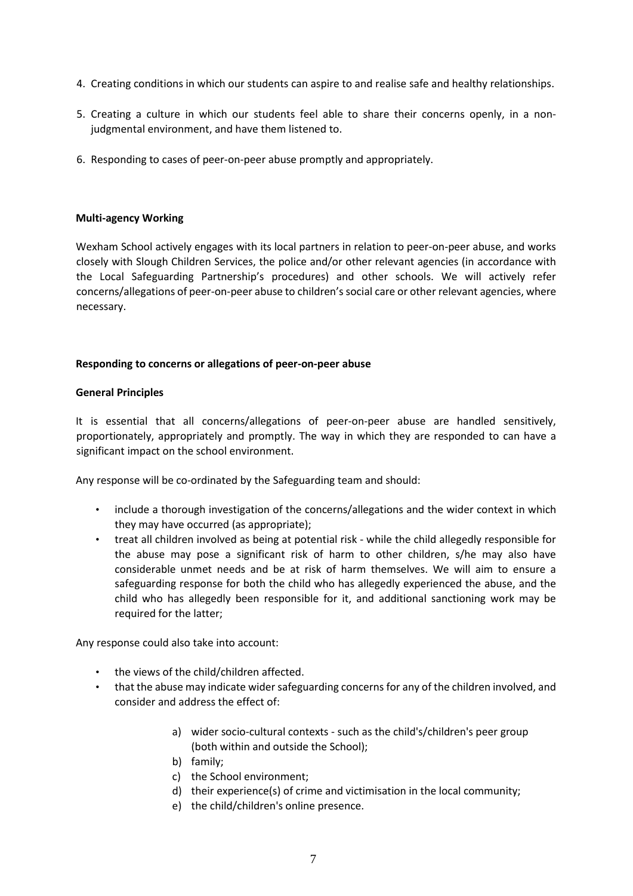4. Creating conditions in which our students can aspire to and realise safe and healthy relationships.

5. Creating a culture in which our students feel able to share their concerns openly, in a non-judgmental environment, and have them listened to.

6. Responding to cases of peer-on-peer abuse promptly and appropriately.

**Multi-agency Working**

Wexham School actively engages with its local partners in relation to peer-on-peer abuse, and works closely with Slough Children Services, the police and/or other relevant agencies (in accordance with the Local Safeguarding Partnership's procedures) and other schools. We will actively refer concerns/allegations of peer-on-peer abuse to children's social care or other relevant agencies, where necessary.

**Responding to concerns or allegations of peer-on-peer abuse**

**General Principles**

It is essential that all concerns/allegations of peer-on-peer abuse are handled sensitively, proportionately, appropriately and promptly. The way in which they are responded to can have a significant impact on the school environment.

Any response will be co-ordinated by the Safeguarding team and should:

- include a thorough investigation of the concerns/allegations and the wider context in which they may have occurred (as appropriate);
- treat all children involved as being at potential risk - while the child allegedly responsible for the abuse may pose a significant risk of harm to other children, s/he may also have considerable unmet needs and be at risk of harm themselves. We will aim to ensure a safeguarding response for both the child who has allegedly experienced the abuse, and the child who has allegedly been responsible for it, and additional sanctioning work may be required for the latter;

Any response could also take into account:

- the views of the child/children affected.
- that the abuse may indicate wider safeguarding concerns for any of the children involved, and consider and address the effect of:
  - a) wider socio-cultural contexts - such as the child's/children's peer group (both within and outside the School);
  - b) family;
  - c) the School environment;
  - d) their experience(s) of crime and victimisation in the local community;
  - e) the child/children's online presence.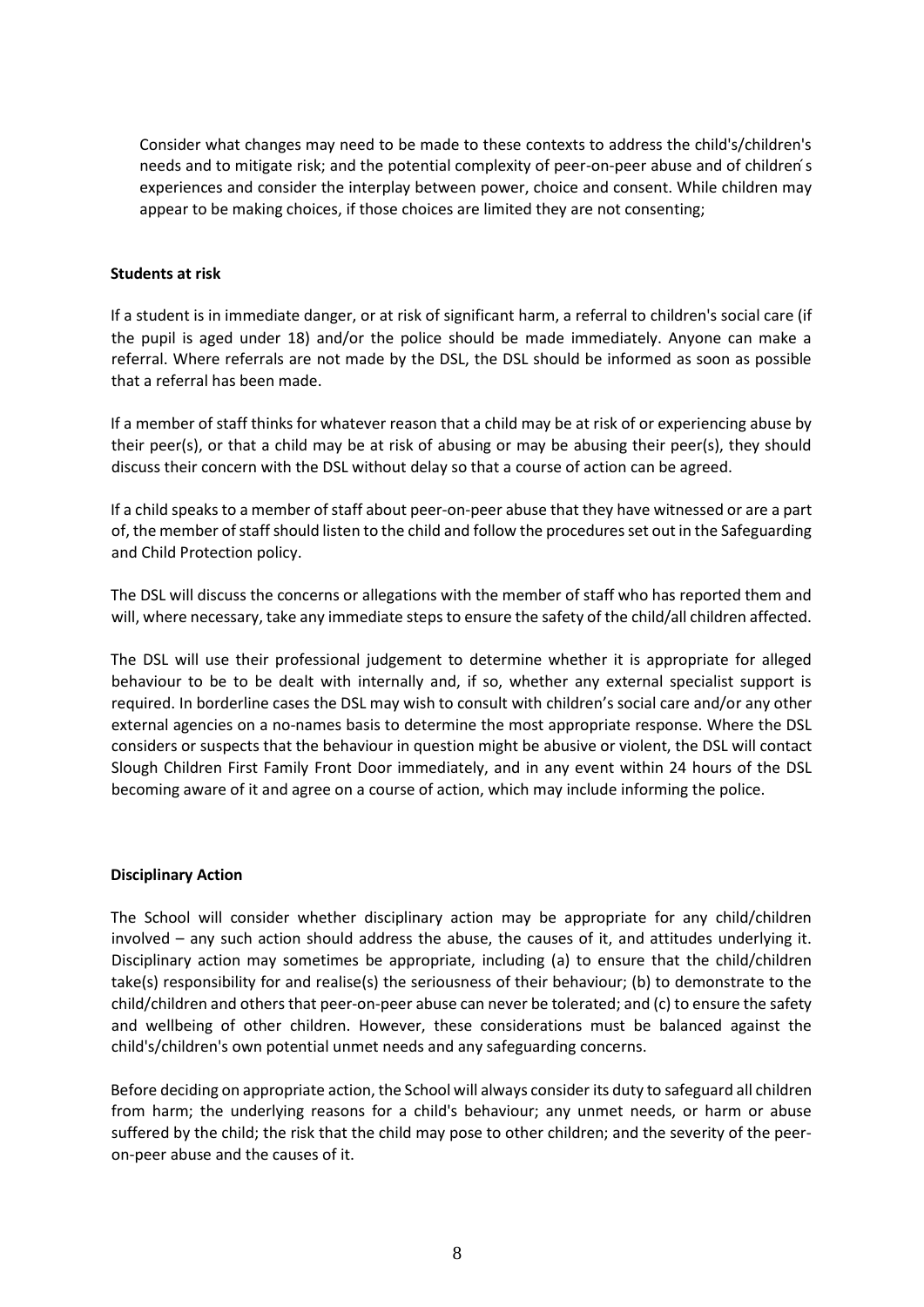Consider what changes may need to be made to these contexts to address the child's/children's needs and to mitigate risk; and the potential complexity of peer-on-peer abuse and of children's experiences and consider the interplay between power, choice and consent. While children may appear to be making choices, if those choices are limited they are not consenting;

**Students at risk**

If a student is in immediate danger, or at risk of significant harm, a referral to children's social care (if the pupil is aged under 18) and/or the police should be made immediately. Anyone can make a referral. Where referrals are not made by the DSL, the DSL should be informed as soon as possible that a referral has been made.

If a member of staff thinks for whatever reason that a child may be at risk of or experiencing abuse by their peer(s), or that a child may be at risk of abusing or may be abusing their peer(s), they should discuss their concern with the DSL without delay so that a course of action can be agreed.

If a child speaks to a member of staff about peer-on-peer abuse that they have witnessed or are a part of, the member of staff should listen to the child and follow the procedures set out in the Safeguarding and Child Protection policy.

The DSL will discuss the concerns or allegations with the member of staff who has reported them and will, where necessary, take any immediate steps to ensure the safety of the child/all children affected.

The DSL will use their professional judgement to determine whether it is appropriate for alleged behaviour to be to be dealt with internally and, if so, whether any external specialist support is required. In borderline cases the DSL may wish to consult with children's social care and/or any other external agencies on a no-names basis to determine the most appropriate response. Where the DSL considers or suspects that the behaviour in question might be abusive or violent, the DSL will contact Slough Children First Family Front Door immediately, and in any event within 24 hours of the DSL becoming aware of it and agree on a course of action, which may include informing the police.

**Disciplinary Action**

The School will consider whether disciplinary action may be appropriate for any child/children involved – any such action should address the abuse, the causes of it, and attitudes underlying it. Disciplinary action may sometimes be appropriate, including (a) to ensure that the child/children take(s) responsibility for and realise(s) the seriousness of their behaviour; (b) to demonstrate to the child/children and others that peer-on-peer abuse can never be tolerated; and (c) to ensure the safety and wellbeing of other children. However, these considerations must be balanced against the child's/children's own potential unmet needs and any safeguarding concerns.

Before deciding on appropriate action, the School will always consider its duty to safeguard all children from harm; the underlying reasons for a child's behaviour; any unmet needs, or harm or abuse suffered by the child; the risk that the child may pose to other children; and the severity of the peer-on-peer abuse and the causes of it.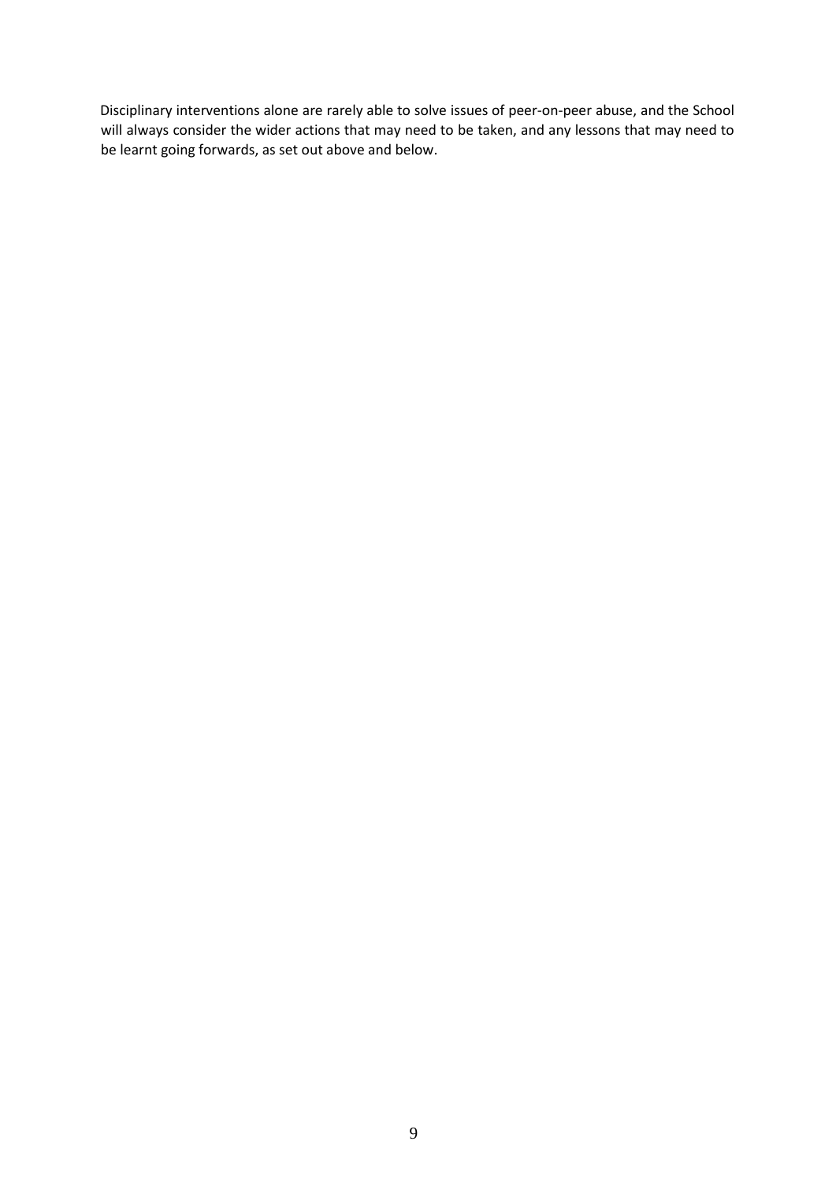Disciplinary interventions alone are rarely able to solve issues of peer-on-peer abuse, and the School will always consider the wider actions that may need to be taken, and any lessons that may need to be learnt going forwards, as set out above and below.